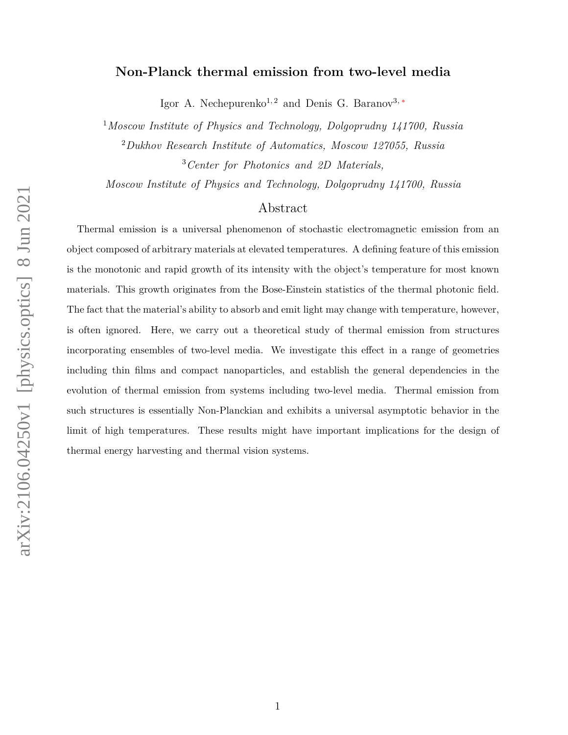# Non-Planck thermal emission from two-level media

Igor A. Nechepurenko[1,2] and Denis G. Baranov[3,*]

[1]*Moscow Institute of Physics and Technology, Dolgoprudny 141700, Russia*

[2]*Dukhov Research Institute of Automatics, Moscow 127055, Russia*

[3]*Center for Photonics and 2D Materials,*

*Moscow Institute of Physics and Technology, Dolgoprudny 141700, Russia*

## Abstract

Thermal emission is a universal phenomenon of stochastic electromagnetic emission from an object composed of arbitrary materials at elevated temperatures. A defining feature of this emission is the monotonic and rapid growth of its intensity with the object's temperature for most known materials. This growth originates from the Bose-Einstein statistics of the thermal photonic field. The fact that the material's ability to absorb and emit light may change with temperature, however, is often ignored. Here, we carry out a theoretical study of thermal emission from structures incorporating ensembles of two-level media. We investigate this effect in a range of geometries including thin films and compact nanoparticles, and establish the general dependencies in the evolution of thermal emission from systems including two-level media. Thermal emission from such structures is essentially Non-Planckian and exhibits a universal asymptotic behavior in the limit of high temperatures. These results might have important implications for the design of thermal energy harvesting and thermal vision systems.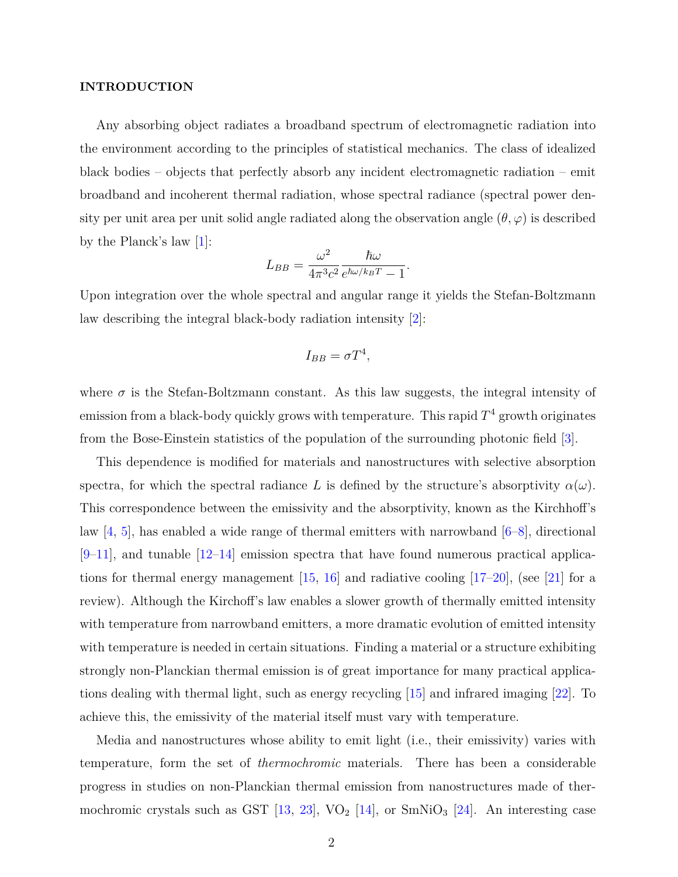## INTRODUCTION

Any absorbing object radiates a broadband spectrum of electromagnetic radiation into the environment according to the principles of statistical mechanics. The class of idealized black bodies – objects that perfectly absorb any incident electromagnetic radiation – emit broadband and incoherent thermal radiation, whose spectral radiance (spectral power density per unit area per unit solid angle radiated along the observation angle $(\theta, \varphi)$ is described by the Planck's law [1]:

$$L_{BB} = \frac{\omega^2}{4\pi^3 c^2} \frac{\hbar\omega}{e^{\hbar\omega/k_B T} - 1}.$$

Upon integration over the whole spectral and angular range it yields the Stefan-Boltzmann law describing the integral black-body radiation intensity [2]:

$$I_{BB} = \sigma T^4,$$

where $\sigma$ is the Stefan-Boltzmann constant. As this law suggests, the integral intensity of emission from a black-body quickly grows with temperature. This rapid $T^4$ growth originates from the Bose-Einstein statistics of the population of the surrounding photonic field [3].

This dependence is modified for materials and nanostructures with selective absorption spectra, for which the spectral radiance $L$ is defined by the structure's absorptivity $\alpha(\omega)$. This correspondence between the emissivity and the absorptivity, known as the Kirchhoff's law [4, 5], has enabled a wide range of thermal emitters with narrowband [6–8], directional [9–11], and tunable [12–14] emission spectra that have found numerous practical applications for thermal energy management [15, 16] and radiative cooling [17–20], (see [21] for a review). Although the Kirchoff's law enables a slower growth of thermally emitted intensity with temperature from narrowband emitters, a more dramatic evolution of emitted intensity with temperature is needed in certain situations. Finding a material or a structure exhibiting strongly non-Planckian thermal emission is of great importance for many practical applications dealing with thermal light, such as energy recycling [15] and infrared imaging [22]. To achieve this, the emissivity of the material itself must vary with temperature.

Media and nanostructures whose ability to emit light (i.e., their emissivity) varies with temperature, form the set of *thermochromic* materials. There has been a considerable progress in studies on non-Planckian thermal emission from nanostructures made of thermochromic crystals such as GST [13, 23], $VO_2$ [14], or $SmNiO_3$ [24]. An interesting case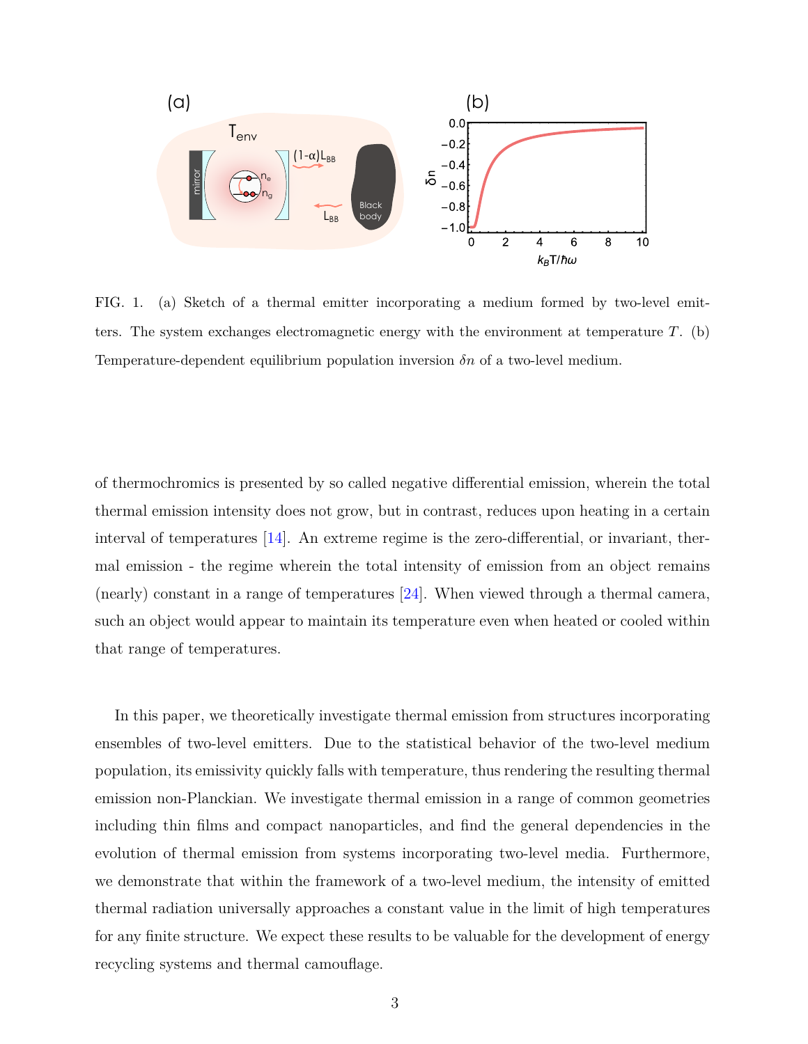FIG. 1. (a) Sketch of a thermal emitter incorporating a medium formed by two-level emitters. The system exchanges electromagnetic energy with the environment at temperature $T$. (b) Temperature-dependent equilibrium population inversion $\delta n$ of a two-level medium.

of thermochromics is presented by so called negative differential emission, wherein the total thermal emission intensity does not grow, but in contrast, reduces upon heating in a certain interval of temperatures [14]. An extreme regime is the zero-differential, or invariant, thermal emission - the regime wherein the total intensity of emission from an object remains (nearly) constant in a range of temperatures [24]. When viewed through a thermal camera, such an object would appear to maintain its temperature even when heated or cooled within that range of temperatures.

In this paper, we theoretically investigate thermal emission from structures incorporating ensembles of two-level emitters. Due to the statistical behavior of the two-level medium population, its emissivity quickly falls with temperature, thus rendering the resulting thermal emission non-Planckian. We investigate thermal emission in a range of common geometries including thin films and compact nanoparticles, and find the general dependencies in the evolution of thermal emission from systems incorporating two-level media. Furthermore, we demonstrate that within the framework of a two-level medium, the intensity of emitted thermal radiation universally approaches a constant value in the limit of high temperatures for any finite structure. We expect these results to be valuable for the development of energy recycling systems and thermal camouflage.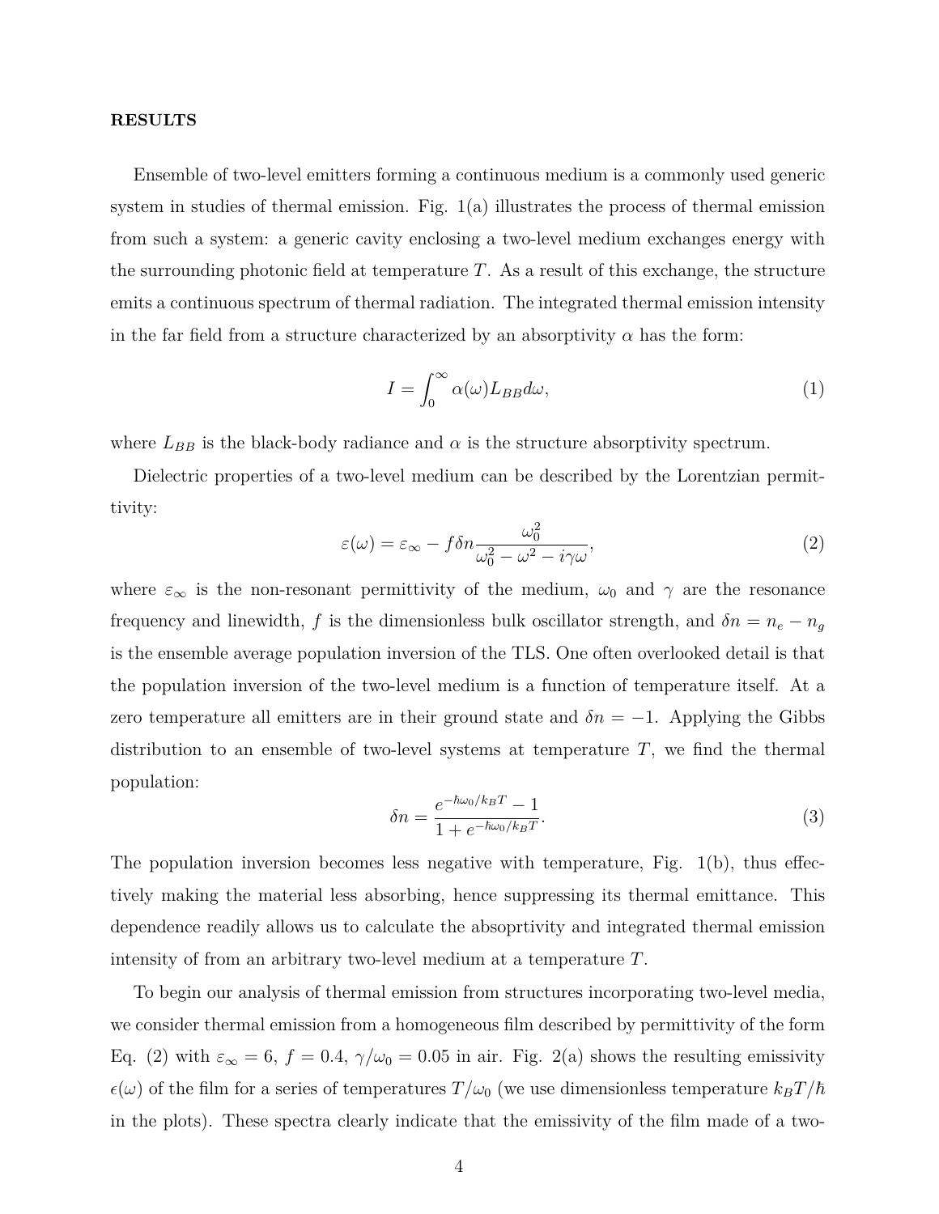**RESULTS**

Ensemble of two-level emitters forming a continuous medium is a commonly used generic system in studies of thermal emission. Fig. 1(a) illustrates the process of thermal emission from such a system: a generic cavity enclosing a two-level medium exchanges energy with the surrounding photonic field at temperature $T$. As a result of this exchange, the structure emits a continuous spectrum of thermal radiation. The integrated thermal emission intensity in the far field from a structure characterized by an absorptivity $\alpha$ has the form:

$$I = \int_0^\infty \alpha(\omega) L_{BB} d\omega, \tag{1}$$

where $L_{BB}$ is the black-body radiance and $\alpha$ is the structure absorptivity spectrum.

Dielectric properties of a two-level medium can be described by the Lorentzian permittivity:

$$\varepsilon(\omega) = \varepsilon_\infty - f\delta n \frac{\omega_0^2}{\omega_0^2 - \omega^2 - i\gamma\omega}, \tag{2}$$

where $\varepsilon_\infty$ is the non-resonant permittivity of the medium, $\omega_0$ and $\gamma$ are the resonance frequency and linewidth, $f$ is the dimensionless bulk oscillator strength, and $\delta n = n_e - n_g$ is the ensemble average population inversion of the TLS. One often overlooked detail is that the population inversion of the two-level medium is a function of temperature itself. At a zero temperature all emitters are in their ground state and $\delta n = -1$. Applying the Gibbs distribution to an ensemble of two-level systems at temperature $T$, we find the thermal population:

$$\delta n = \frac{e^{-\hbar\omega_0/k_BT} - 1}{1 + e^{-\hbar\omega_0/k_BT}}. \tag{3}$$

The population inversion becomes less negative with temperature, Fig. 1(b), thus effectively making the material less absorbing, hence suppressing its thermal emittance. This dependence readily allows us to calculate the absoprtivity and integrated thermal emission intensity of from an arbitrary two-level medium at a temperature $T$.

To begin our analysis of thermal emission from structures incorporating two-level media, we consider thermal emission from a homogeneous film described by permittivity of the form Eq. (2) with $\varepsilon_\infty = 6$, $f = 0.4$, $\gamma/\omega_0 = 0.05$ in air. Fig. 2(a) shows the resulting emissivity $\epsilon(\omega)$ of the film for a series of temperatures $T/\omega_0$ (we use dimensionless temperature $k_BT/\hbar$ in the plots). These spectra clearly indicate that the emissivity of the film made of a two-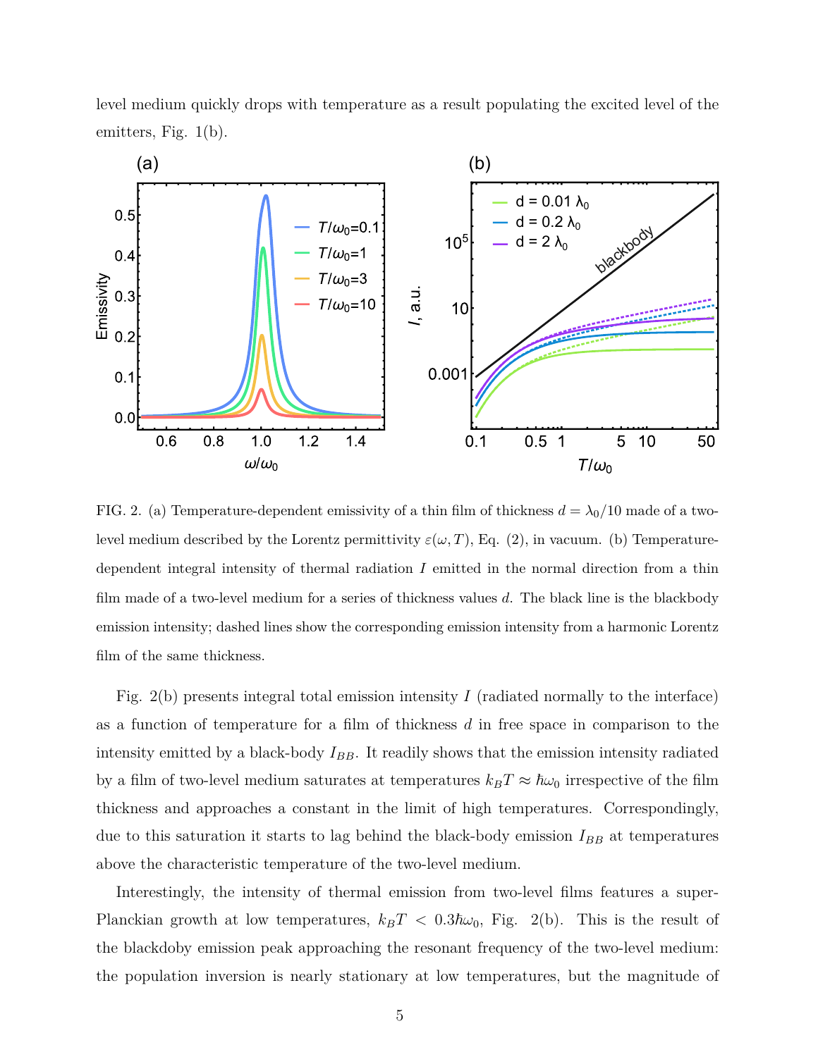level medium quickly drops with temperature as a result populating the excited level of the emitters, Fig. 1(b).

FIG. 2. (a) Temperature-dependent emissivity of a thin film of thickness $d = \lambda_0/10$ made of a two-level medium described by the Lorentz permittivity $\varepsilon(\omega, T)$, Eq. (2), in vacuum. (b) Temperature-dependent integral intensity of thermal radiation $I$ emitted in the normal direction from a thin film made of a two-level medium for a series of thickness values $d$. The black line is the blackbody emission intensity; dashed lines show the corresponding emission intensity from a harmonic Lorentz film of the same thickness.

Fig. 2(b) presents integral total emission intensity $I$ (radiated normally to the interface) as a function of temperature for a film of thickness $d$ in free space in comparison to the intensity emitted by a black-body $I_{BB}$. It readily shows that the emission intensity radiated by a film of two-level medium saturates at temperatures $k_B T \approx \hbar\omega_0$ irrespective of the film thickness and approaches a constant in the limit of high temperatures. Correspondingly, due to this saturation it starts to lag behind the black-body emission $I_{BB}$ at temperatures above the characteristic temperature of the two-level medium.

Interestingly, the intensity of thermal emission from two-level films features a super-Planckian growth at low temperatures, $k_B T < 0.3\hbar\omega_0$, Fig. 2(b). This is the result of the blackdoby emission peak approaching the resonant frequency of the two-level medium: the population inversion is nearly stationary at low temperatures, but the magnitude of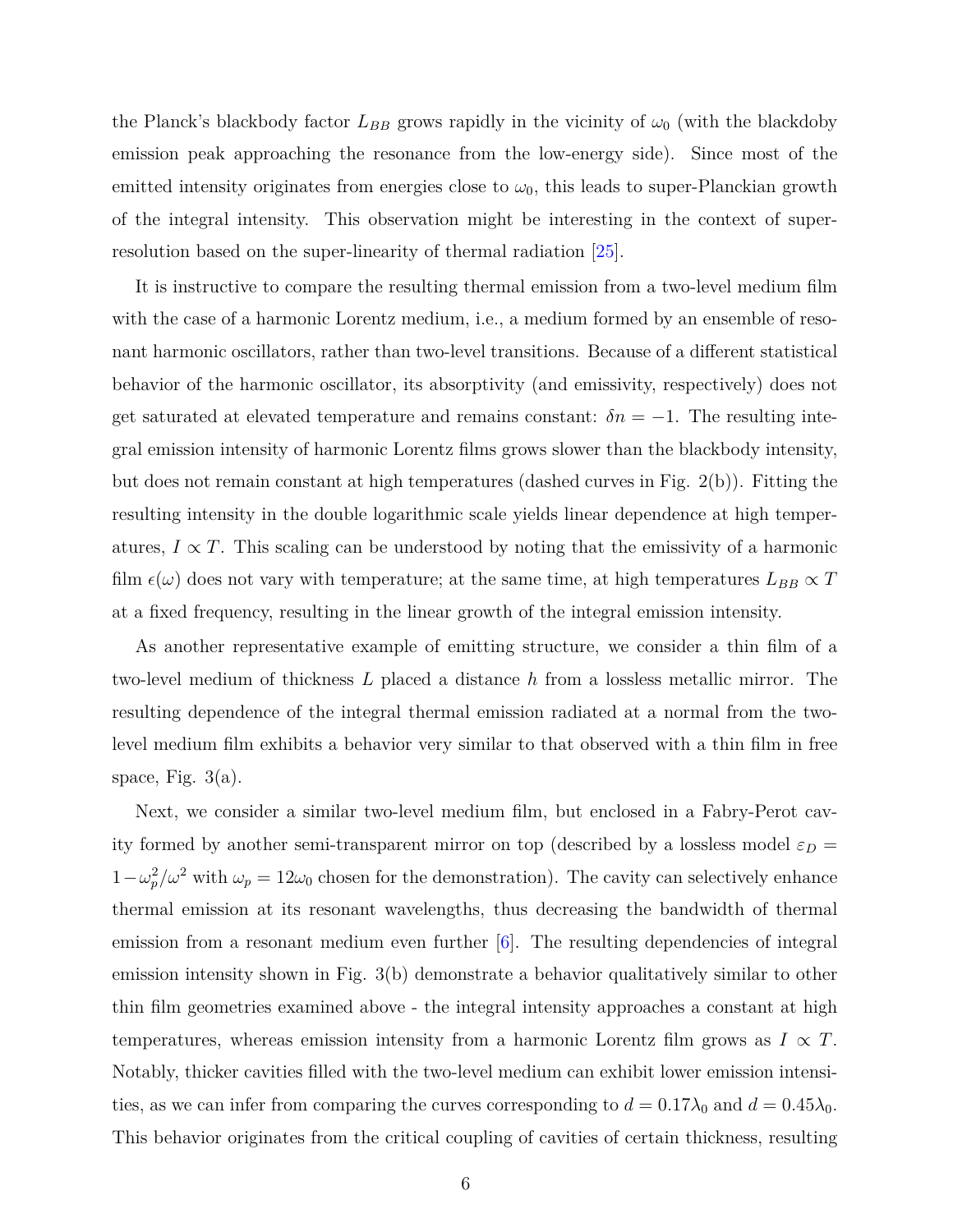the Planck's blackbody factor $L_{BB}$ grows rapidly in the vicinity of $\omega_0$ (with the blackdoby emission peak approaching the resonance from the low-energy side). Since most of the emitted intensity originates from energies close to $\omega_0$, this leads to super-Planckian growth of the integral intensity. This observation might be interesting in the context of super-resolution based on the super-linearity of thermal radiation [25].

It is instructive to compare the resulting thermal emission from a two-level medium film with the case of a harmonic Lorentz medium, i.e., a medium formed by an ensemble of resonant harmonic oscillators, rather than two-level transitions. Because of a different statistical behavior of the harmonic oscillator, its absorptivity (and emissivity, respectively) does not get saturated at elevated temperature and remains constant: $\delta n = -1$. The resulting integral emission intensity of harmonic Lorentz films grows slower than the blackbody intensity, but does not remain constant at high temperatures (dashed curves in Fig. 2(b)). Fitting the resulting intensity in the double logarithmic scale yields linear dependence at high temperatures, $I \propto T$. This scaling can be understood by noting that the emissivity of a harmonic film $\epsilon(\omega)$ does not vary with temperature; at the same time, at high temperatures $L_{BB} \propto T$ at a fixed frequency, resulting in the linear growth of the integral emission intensity.

As another representative example of emitting structure, we consider a thin film of a two-level medium of thickness $L$ placed a distance $h$ from a lossless metallic mirror. The resulting dependence of the integral thermal emission radiated at a normal from the two-level medium film exhibits a behavior very similar to that observed with a thin film in free space, Fig. 3(a).

Next, we consider a similar two-level medium film, but enclosed in a Fabry-Perot cavity formed by another semi-transparent mirror on top (described by a lossless model $\varepsilon_D = 1 - \omega_p^2/\omega^2$ with $\omega_p = 12\omega_0$ chosen for the demonstration). The cavity can selectively enhance thermal emission at its resonant wavelengths, thus decreasing the bandwidth of thermal emission from a resonant medium even further [6]. The resulting dependencies of integral emission intensity shown in Fig. 3(b) demonstrate a behavior qualitatively similar to other thin film geometries examined above - the integral intensity approaches a constant at high temperatures, whereas emission intensity from a harmonic Lorentz film grows as $I \propto T$. Notably, thicker cavities filled with the two-level medium can exhibit lower emission intensities, as we can infer from comparing the curves corresponding to $d = 0.17\lambda_0$ and $d = 0.45\lambda_0$. This behavior originates from the critical coupling of cavities of certain thickness, resulting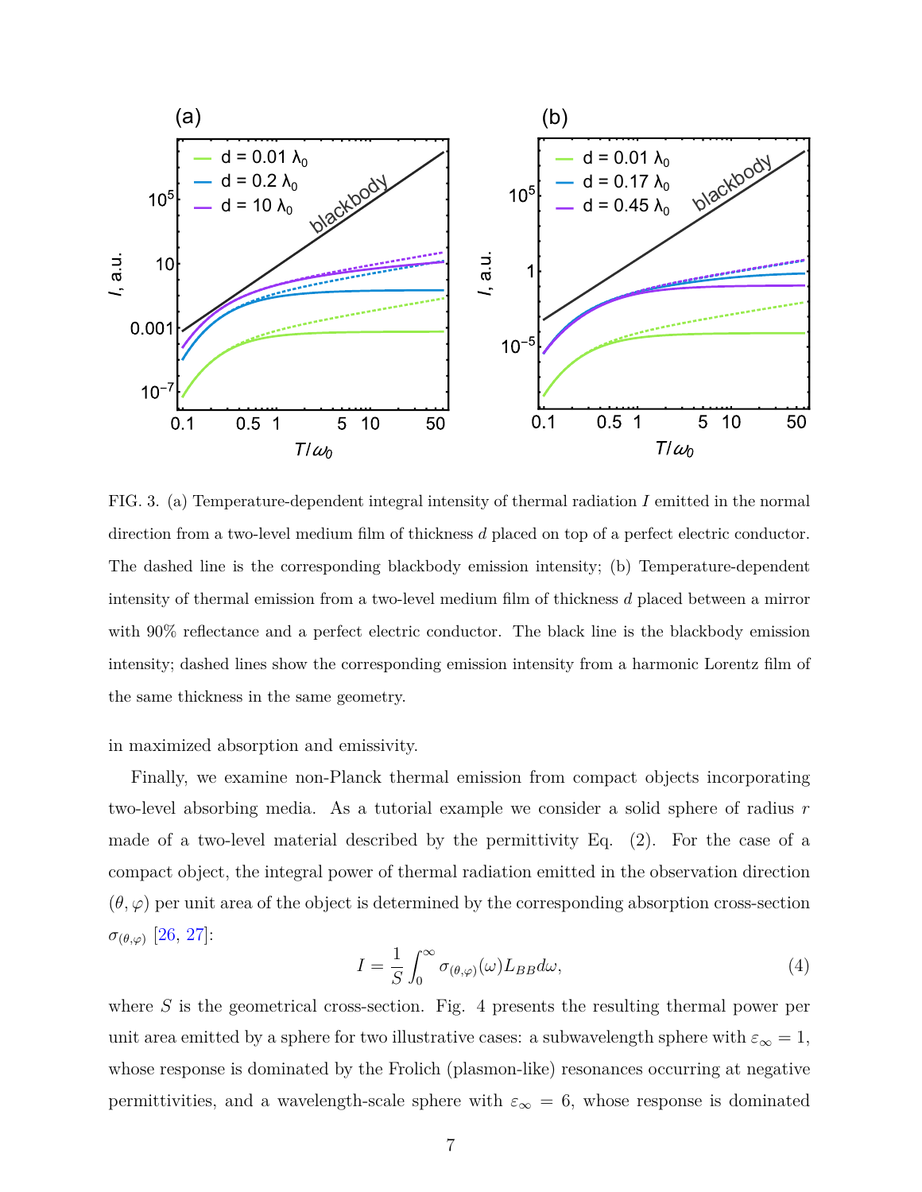FIG. 3. (a) Temperature-dependent integral intensity of thermal radiation $I$ emitted in the normal direction from a two-level medium film of thickness $d$ placed on top of a perfect electric conductor. The dashed line is the corresponding blackbody emission intensity; (b) Temperature-dependent intensity of thermal emission from a two-level medium film of thickness $d$ placed between a mirror with 90% reflectance and a perfect electric conductor. The black line is the blackbody emission intensity; dashed lines show the corresponding emission intensity from a harmonic Lorentz film of the same thickness in the same geometry.

in maximized absorption and emissivity.

Finally, we examine non-Planck thermal emission from compact objects incorporating two-level absorbing media. As a tutorial example we consider a solid sphere of radius $r$ made of a two-level material described by the permittivity Eq. (2). For the case of a compact object, the integral power of thermal radiation emitted in the observation direction $(\theta, \varphi)$ per unit area of the object is determined by the corresponding absorption cross-section $\sigma_{(\theta,\varphi)}$ [26, 27]:

$$I = \frac{1}{S}\int_0^\infty \sigma_{(\theta,\varphi)}(\omega) L_{BB} d\omega, \tag{4}$$

where $S$ is the geometrical cross-section. Fig. 4 presents the resulting thermal power per unit area emitted by a sphere for two illustrative cases: a subwavelength sphere with $\varepsilon_\infty = 1$, whose response is dominated by the Frolich (plasmon-like) resonances occurring at negative permittivities, and a wavelength-scale sphere with $\varepsilon_\infty = 6$, whose response is dominated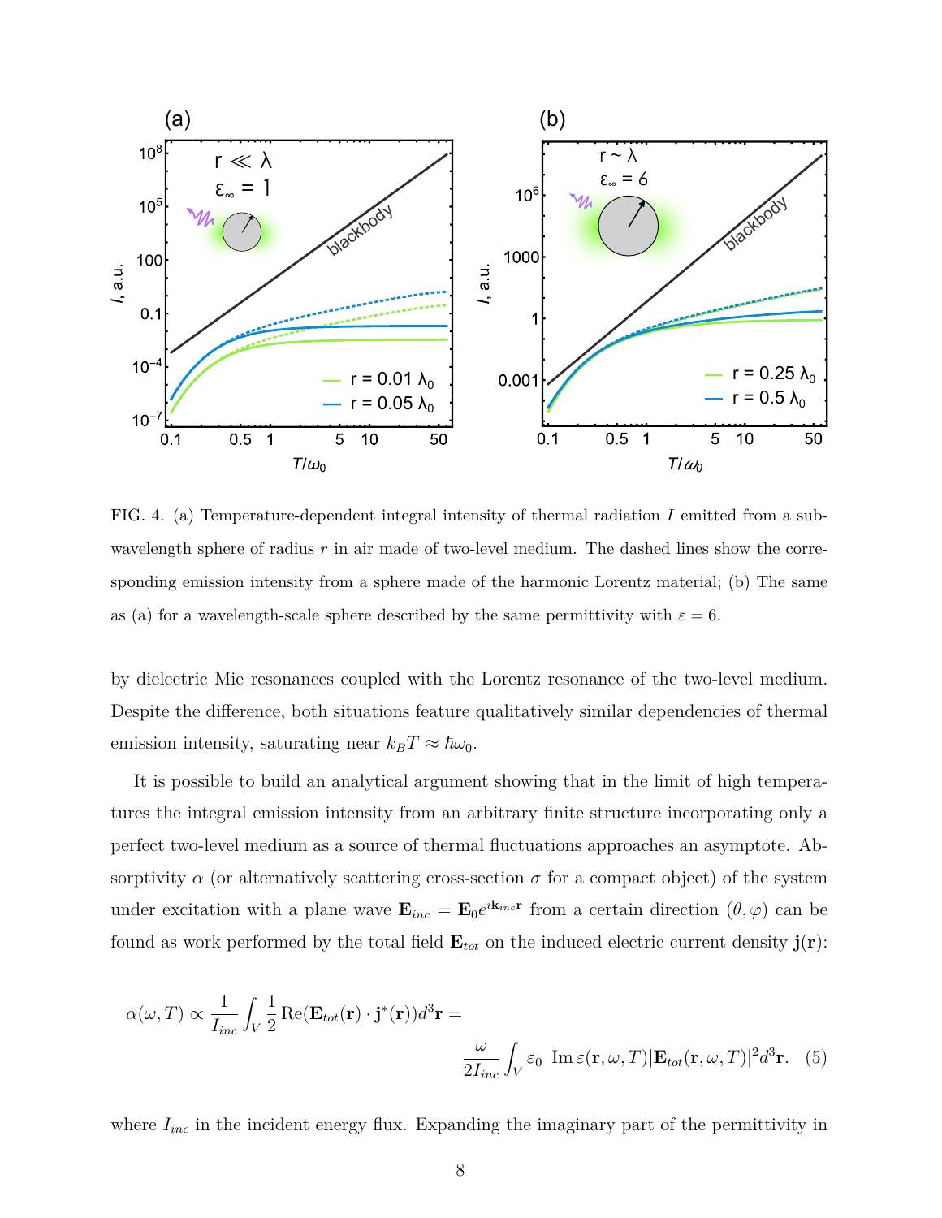FIG. 4. (a) Temperature-dependent integral intensity of thermal radiation $I$ emitted from a subwavelength sphere of radius $r$ in air made of two-level medium. The dashed lines show the corresponding emission intensity from a sphere made of the harmonic Lorentz material; (b) The same as (a) for a wavelength-scale sphere described by the same permittivity with $\varepsilon = 6$.

by dielectric Mie resonances coupled with the Lorentz resonance of the two-level medium. Despite the difference, both situations feature qualitatively similar dependencies of thermal emission intensity, saturating near $k_B T \approx \hbar\omega_0$.

It is possible to build an analytical argument showing that in the limit of high temperatures the integral emission intensity from an arbitrary finite structure incorporating only a perfect two-level medium as a source of thermal fluctuations approaches an asymptote. Absorptivity $\alpha$ (or alternatively scattering cross-section $\sigma$ for a compact object) of the system under excitation with a plane wave $\mathbf{E}_{inc} = \mathbf{E}_0 e^{i\mathbf{k}_{inc}\mathbf{r}}$ from a certain direction $(\theta, \varphi)$ can be found as work performed by the total field $\mathbf{E}_{tot}$ on the induced electric current density $\mathbf{j}(\mathbf{r})$:

$$\alpha(\omega, T) \propto \frac{1}{I_{inc}} \int_V \frac{1}{2} \mathrm{Re}(\mathbf{E}_{tot}(\mathbf{r}) \cdot \mathbf{j}^*(\mathbf{r})) d^3\mathbf{r} = \frac{\omega}{2I_{inc}} \int_V \varepsilon_0 \;\mathrm{Im}\, \varepsilon(\mathbf{r}, \omega, T) |\mathbf{E}_{tot}(\mathbf{r}, \omega, T)|^2 d^3\mathbf{r}. \quad (5)$$

where $I_{inc}$ in the incident energy flux. Expanding the imaginary part of the permittivity in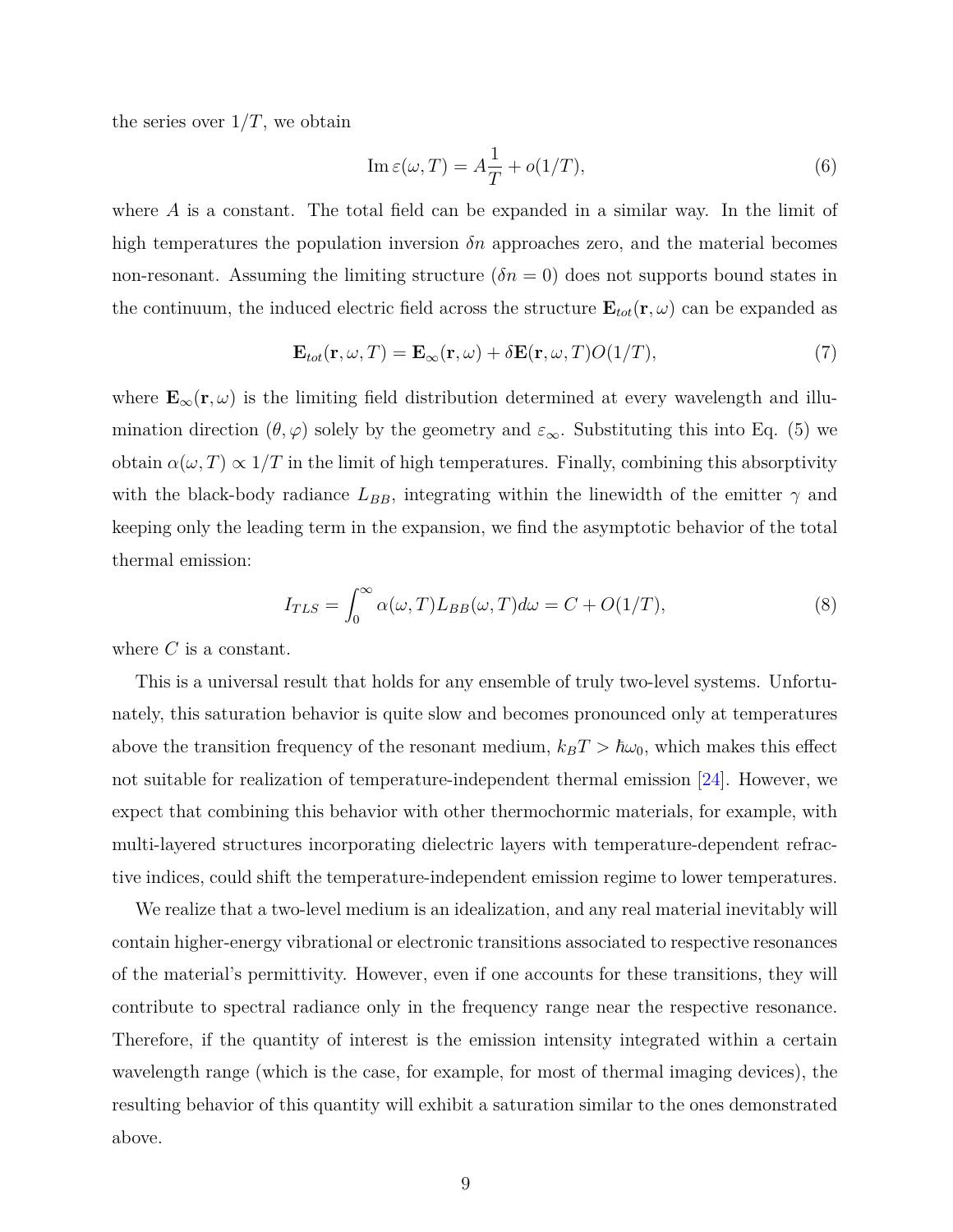the series over $1/T$, we obtain

$$\operatorname{Im}\varepsilon(\omega, T) = A\frac{1}{T} + o(1/T), \tag{6}$$

where $A$ is a constant. The total field can be expanded in a similar way. In the limit of high temperatures the population inversion $\delta n$ approaches zero, and the material becomes non-resonant. Assuming the limiting structure ($\delta n = 0$) does not supports bound states in the continuum, the induced electric field across the structure $\mathbf{E}_{tot}(\mathbf{r}, \omega)$ can be expanded as

$$\mathbf{E}_{tot}(\mathbf{r}, \omega, T) = \mathbf{E}_{\infty}(\mathbf{r}, \omega) + \delta\mathbf{E}(\mathbf{r}, \omega, T)O(1/T), \tag{7}$$

where $\mathbf{E}_{\infty}(\mathbf{r}, \omega)$ is the limiting field distribution determined at every wavelength and illumination direction $(\theta, \varphi)$ solely by the geometry and $\varepsilon_{\infty}$. Substituting this into Eq. (5) we obtain $\alpha(\omega, T) \propto 1/T$ in the limit of high temperatures. Finally, combining this absorptivity with the black-body radiance $L_{BB}$, integrating within the linewidth of the emitter $\gamma$ and keeping only the leading term in the expansion, we find the asymptotic behavior of the total thermal emission:

$$I_{TLS} = \int_0^{\infty} \alpha(\omega, T) L_{BB}(\omega, T) d\omega = C + O(1/T), \tag{8}$$

where $C$ is a constant.

This is a universal result that holds for any ensemble of truly two-level systems. Unfortunately, this saturation behavior is quite slow and becomes pronounced only at temperatures above the transition frequency of the resonant medium, $k_B T > \hbar\omega_0$, which makes this effect not suitable for realization of temperature-independent thermal emission [24]. However, we expect that combining this behavior with other thermochormic materials, for example, with multi-layered structures incorporating dielectric layers with temperature-dependent refractive indices, could shift the temperature-independent emission regime to lower temperatures.

We realize that a two-level medium is an idealization, and any real material inevitably will contain higher-energy vibrational or electronic transitions associated to respective resonances of the material's permittivity. However, even if one accounts for these transitions, they will contribute to spectral radiance only in the frequency range near the respective resonance. Therefore, if the quantity of interest is the emission intensity integrated within a certain wavelength range (which is the case, for example, for most of thermal imaging devices), the resulting behavior of this quantity will exhibit a saturation similar to the ones demonstrated above.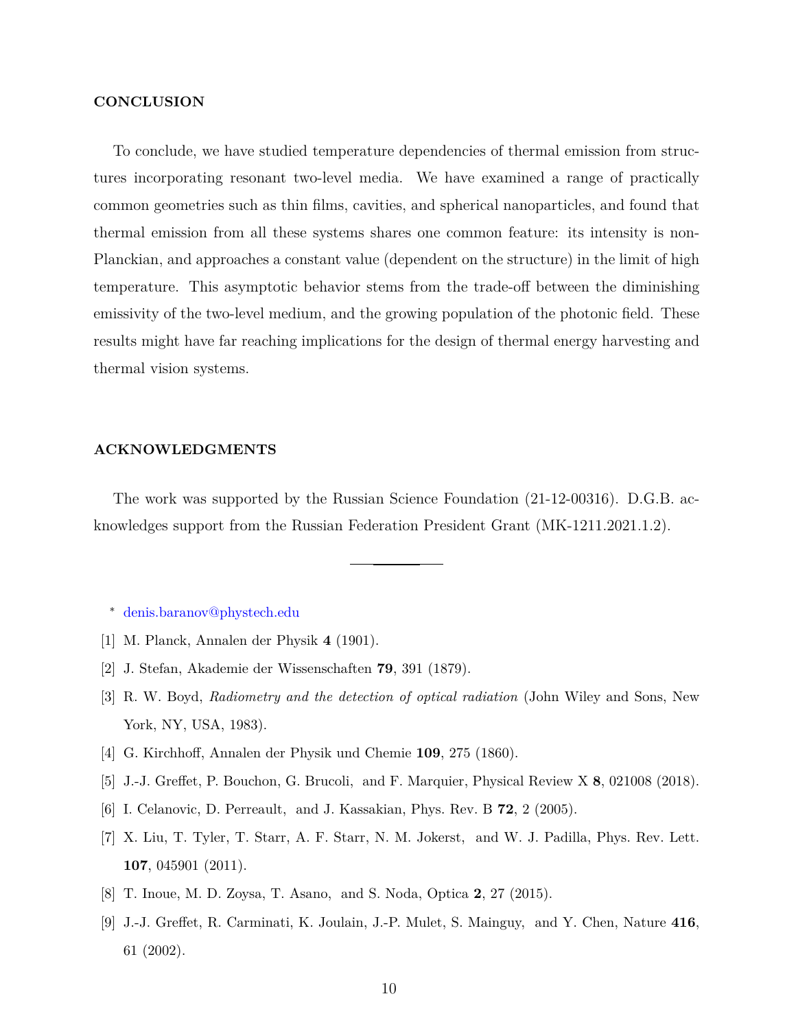## CONCLUSION

To conclude, we have studied temperature dependencies of thermal emission from structures incorporating resonant two-level media. We have examined a range of practically common geometries such as thin films, cavities, and spherical nanoparticles, and found that thermal emission from all these systems shares one common feature: its intensity is non-Planckian, and approaches a constant value (dependent on the structure) in the limit of high temperature. This asymptotic behavior stems from the trade-off between the diminishing emissivity of the two-level medium, and the growing population of the photonic field. These results might have far reaching implications for the design of thermal energy harvesting and thermal vision systems.

## ACKNOWLEDGMENTS

The work was supported by the Russian Science Foundation (21-12-00316). D.G.B. acknowledges support from the Russian Federation President Grant (MK-1211.2021.1.2).

---

\* denis.baranov@phystech.edu

[1] M. Planck, Annalen der Physik **4** (1901).

[2] J. Stefan, Akademie der Wissenschaften **79**, 391 (1879).

[3] R. W. Boyd, *Radiometry and the detection of optical radiation* (John Wiley and Sons, New York, NY, USA, 1983).

[4] G. Kirchhoff, Annalen der Physik und Chemie **109**, 275 (1860).

[5] J.-J. Greffet, P. Bouchon, G. Brucoli, and F. Marquier, Physical Review X **8**, 021008 (2018).

[6] I. Celanovic, D. Perreault, and J. Kassakian, Phys. Rev. B **72**, 2 (2005).

[7] X. Liu, T. Tyler, T. Starr, A. F. Starr, N. M. Jokerst, and W. J. Padilla, Phys. Rev. Lett. **107**, 045901 (2011).

[8] T. Inoue, M. D. Zoysa, T. Asano, and S. Noda, Optica **2**, 27 (2015).

[9] J.-J. Greffet, R. Carminati, K. Joulain, J.-P. Mulet, S. Mainguy, and Y. Chen, Nature **416**, 61 (2002).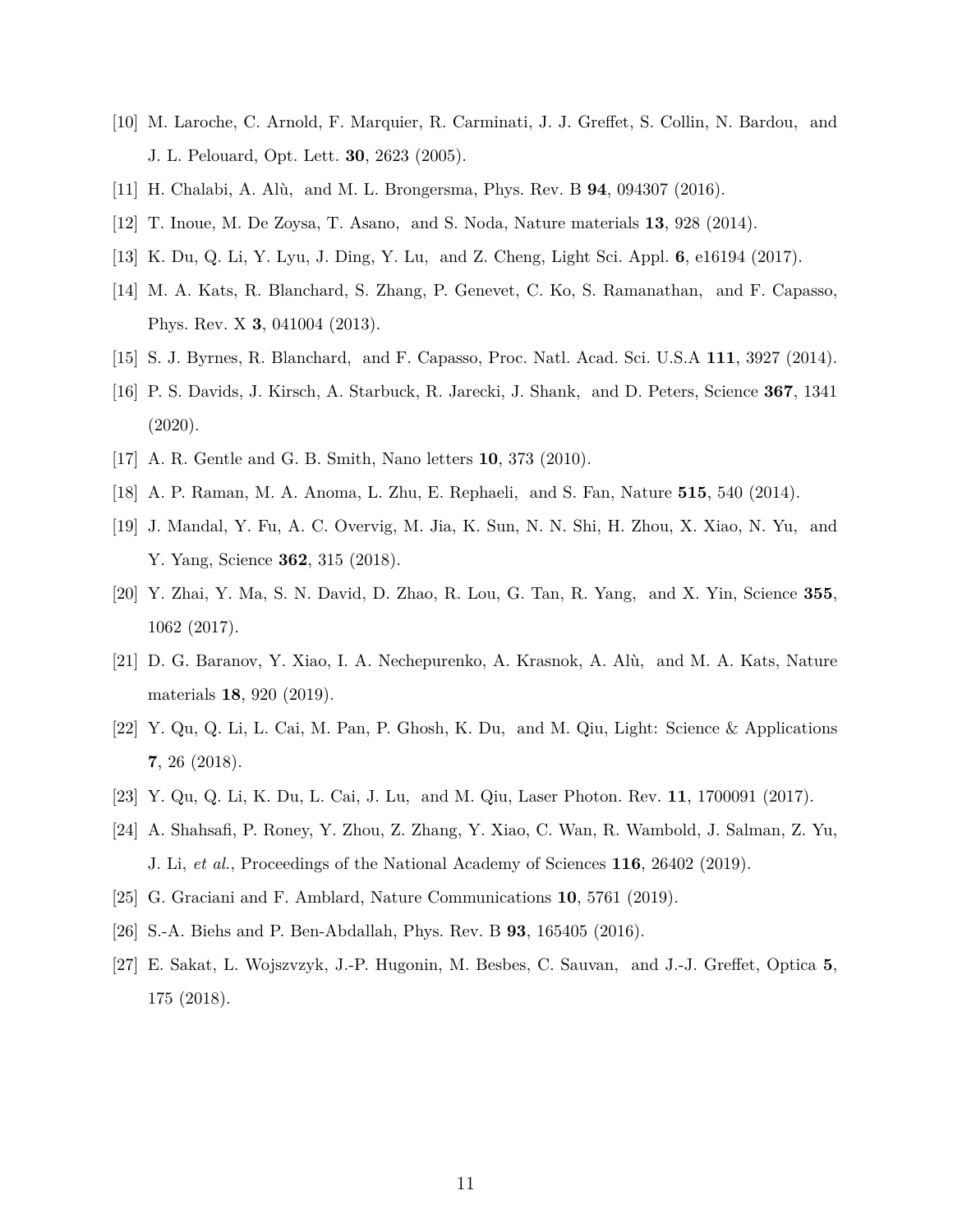[10] M. Laroche, C. Arnold, F. Marquier, R. Carminati, J. J. Greffet, S. Collin, N. Bardou, and J. L. Pelouard, Opt. Lett. **30**, 2623 (2005).

[11] H. Chalabi, A. Alù, and M. L. Brongersma, Phys. Rev. B **94**, 094307 (2016).

[12] T. Inoue, M. De Zoysa, T. Asano, and S. Noda, Nature materials **13**, 928 (2014).

[13] K. Du, Q. Li, Y. Lyu, J. Ding, Y. Lu, and Z. Cheng, Light Sci. Appl. **6**, e16194 (2017).

[14] M. A. Kats, R. Blanchard, S. Zhang, P. Genevet, C. Ko, S. Ramanathan, and F. Capasso, Phys. Rev. X **3**, 041004 (2013).

[15] S. J. Byrnes, R. Blanchard, and F. Capasso, Proc. Natl. Acad. Sci. U.S.A **111**, 3927 (2014).

[16] P. S. Davids, J. Kirsch, A. Starbuck, R. Jarecki, J. Shank, and D. Peters, Science **367**, 1341 (2020).

[17] A. R. Gentle and G. B. Smith, Nano letters **10**, 373 (2010).

[18] A. P. Raman, M. A. Anoma, L. Zhu, E. Rephaeli, and S. Fan, Nature **515**, 540 (2014).

[19] J. Mandal, Y. Fu, A. C. Overvig, M. Jia, K. Sun, N. N. Shi, H. Zhou, X. Xiao, N. Yu, and Y. Yang, Science **362**, 315 (2018).

[20] Y. Zhai, Y. Ma, S. N. David, D. Zhao, R. Lou, G. Tan, R. Yang, and X. Yin, Science **355**, 1062 (2017).

[21] D. G. Baranov, Y. Xiao, I. A. Nechepurenko, A. Krasnok, A. Alù, and M. A. Kats, Nature materials **18**, 920 (2019).

[22] Y. Qu, Q. Li, L. Cai, M. Pan, P. Ghosh, K. Du, and M. Qiu, Light: Science & Applications **7**, 26 (2018).

[23] Y. Qu, Q. Li, K. Du, L. Cai, J. Lu, and M. Qiu, Laser Photon. Rev. **11**, 1700091 (2017).

[24] A. Shahsafi, P. Roney, Y. Zhou, Z. Zhang, Y. Xiao, C. Wan, R. Wambold, J. Salman, Z. Yu, J. Li, *et al.*, Proceedings of the National Academy of Sciences **116**, 26402 (2019).

[25] G. Graciani and F. Amblard, Nature Communications **10**, 5761 (2019).

[26] S.-A. Biehs and P. Ben-Abdallah, Phys. Rev. B **93**, 165405 (2016).

[27] E. Sakat, L. Wojszvzyk, J.-P. Hugonin, M. Besbes, C. Sauvan, and J.-J. Greffet, Optica **5**, 175 (2018).